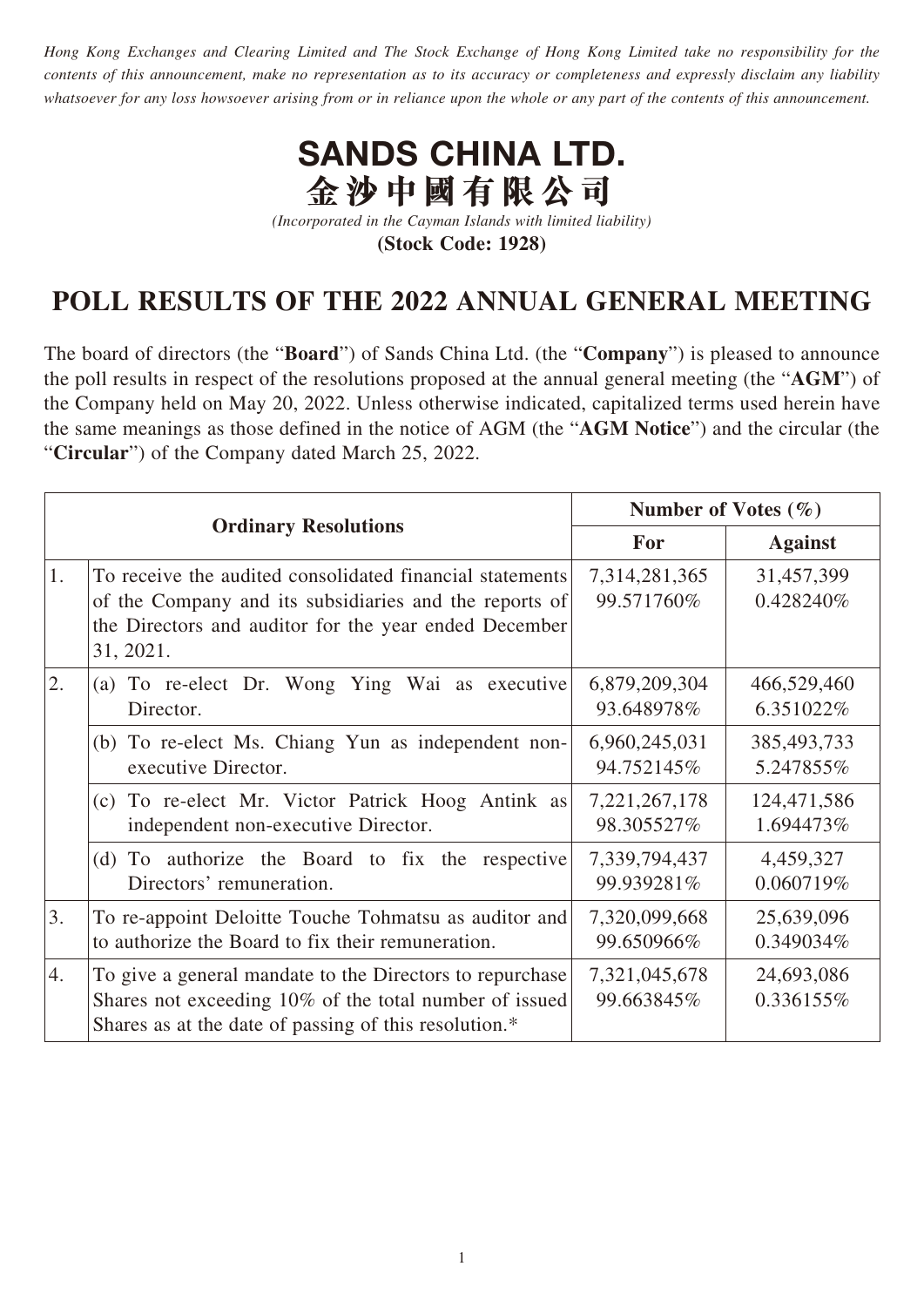*Hong Kong Exchanges and Clearing Limited and The Stock Exchange of Hong Kong Limited take no responsibility for the contents of this announcement, make no representation as to its accuracy or completeness and expressly disclaim any liability whatsoever for any loss howsoever arising from or in reliance upon the whole or any part of the contents of this announcement.*

# SANDS CHINA LTD.
# 金沙中國有限公司

*(Incorporated in the Cayman Islands with limited liability)*

**(Stock Code: 1928)**

# POLL RESULTS OF THE 2022 ANNUAL GENERAL MEETING

The board of directors (the "**Board**") of Sands China Ltd. (the "**Company**") is pleased to announce the poll results in respect of the resolutions proposed at the annual general meeting (the "**AGM**") of the Company held on May 20, 2022. Unless otherwise indicated, capitalized terms used herein have the same meanings as those defined in the notice of AGM (the "**AGM Notice**") and the circular (the "**Circular**") of the Company dated March 25, 2022.

| Ordinary Resolutions | | Number of Votes (%) | |
|---|---|---|---|
| | | **For** | **Against** |
| 1. | To receive the audited consolidated financial statements of the Company and its subsidiaries and the reports of the Directors and auditor for the year ended December 31, 2021. | 7,314,281,365<br>99.571760% | 31,457,399<br>0.428240% |
| 2. | (a) To re-elect Dr. Wong Ying Wai as executive Director. | 6,879,209,304<br>93.648978% | 466,529,460<br>6.351022% |
| | (b) To re-elect Ms. Chiang Yun as independent non-executive Director. | 6,960,245,031<br>94.752145% | 385,493,733<br>5.247855% |
| | (c) To re-elect Mr. Victor Patrick Hoog Antink as independent non-executive Director. | 7,221,267,178<br>98.305527% | 124,471,586<br>1.694473% |
| | (d) To authorize the Board to fix the respective Directors' remuneration. | 7,339,794,437<br>99.939281% | 4,459,327<br>0.060719% |
| 3. | To re-appoint Deloitte Touche Tohmatsu as auditor and to authorize the Board to fix their remuneration. | 7,320,099,668<br>99.650966% | 25,639,096<br>0.349034% |
| 4. | To give a general mandate to the Directors to repurchase Shares not exceeding 10% of the total number of issued Shares as at the date of passing of this resolution.* | 7,321,045,678<br>99.663845% | 24,693,086<br>0.336155% |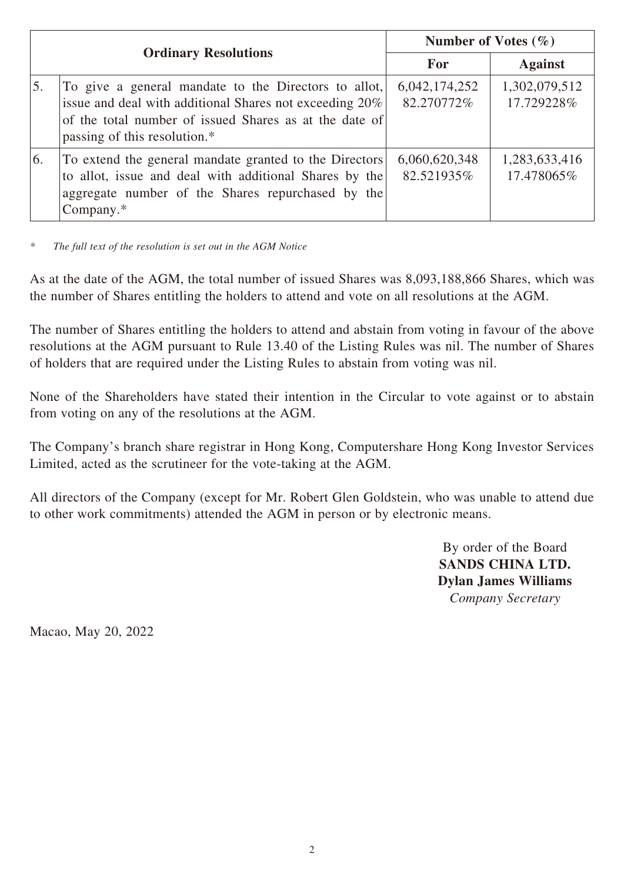| Ordinary Resolutions | | Number of Votes (%) | |
|---|---|---|---|
| | | For | Against |
| 5. | To give a general mandate to the Directors to allot, issue and deal with additional Shares not exceeding 20% of the total number of issued Shares as at the date of passing of this resolution.* | 6,042,174,252<br>82.270772% | 1,302,079,512<br>17.729228% |
| 6. | To extend the general mandate granted to the Directors to allot, issue and deal with additional Shares by the aggregate number of the Shares repurchased by the Company.* | 6,060,620,348<br>82.521935% | 1,283,633,416<br>17.478065% |

\* *The full text of the resolution is set out in the AGM Notice*

As at the date of the AGM, the total number of issued Shares was 8,093,188,866 Shares, which was the number of Shares entitling the holders to attend and vote on all resolutions at the AGM.

The number of Shares entitling the holders to attend and abstain from voting in favour of the above resolutions at the AGM pursuant to Rule 13.40 of the Listing Rules was nil. The number of Shares of holders that are required under the Listing Rules to abstain from voting was nil.

None of the Shareholders have stated their intention in the Circular to vote against or to abstain from voting on any of the resolutions at the AGM.

The Company's branch share registrar in Hong Kong, Computershare Hong Kong Investor Services Limited, acted as the scrutineer for the vote-taking at the AGM.

All directors of the Company (except for Mr. Robert Glen Goldstein, who was unable to attend due to other work commitments) attended the AGM in person or by electronic means.

By order of the Board
**SANDS CHINA LTD.**
**Dylan James Williams**
*Company Secretary*

Macao, May 20, 2022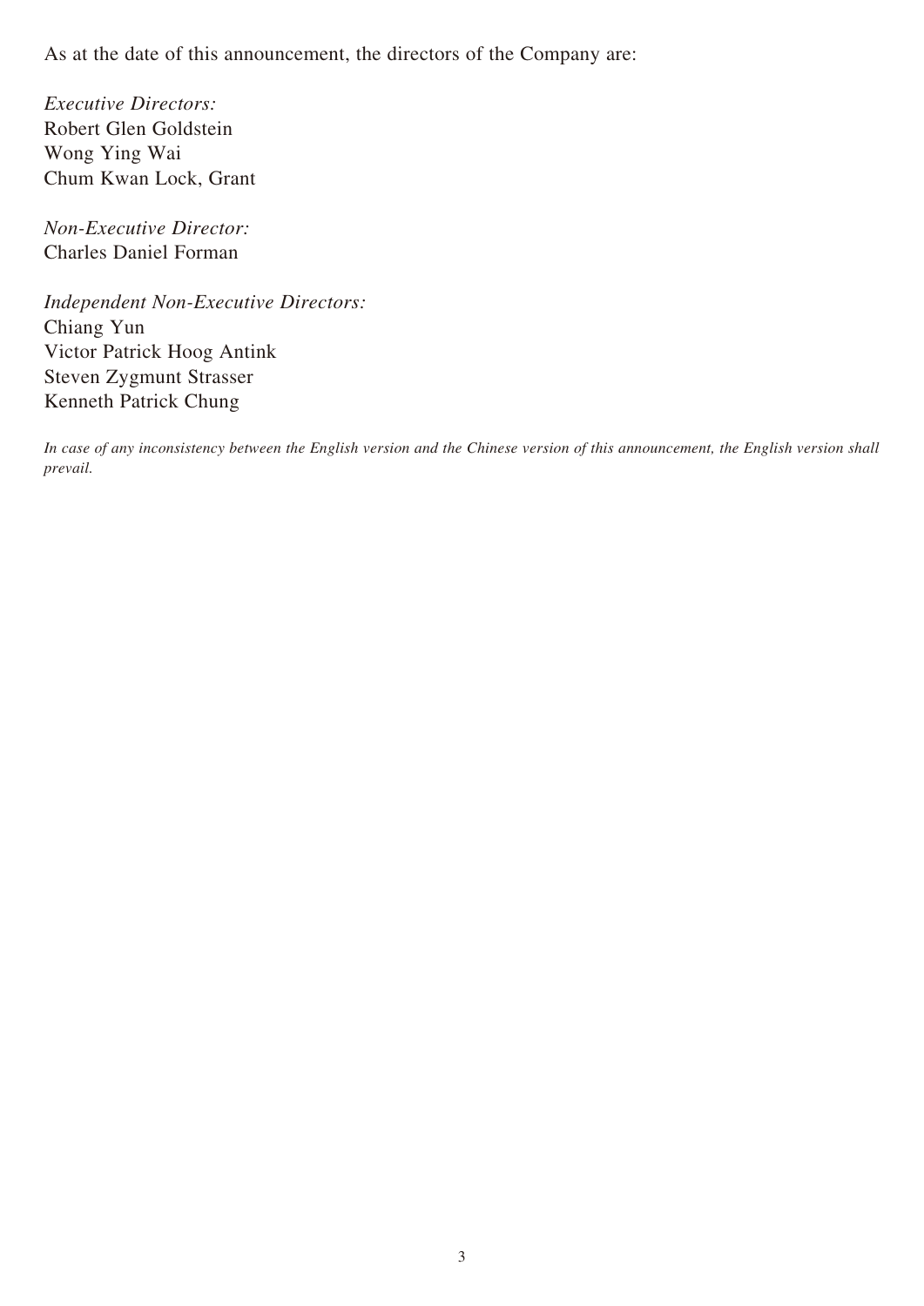As at the date of this announcement, the directors of the Company are:

*Executive Directors:*
Robert Glen Goldstein
Wong Ying Wai
Chum Kwan Lock, Grant

*Non-Executive Director:*
Charles Daniel Forman

*Independent Non-Executive Directors:*
Chiang Yun
Victor Patrick Hoog Antink
Steven Zygmunt Strasser
Kenneth Patrick Chung

*In case of any inconsistency between the English version and the Chinese version of this announcement, the English version shall prevail.*